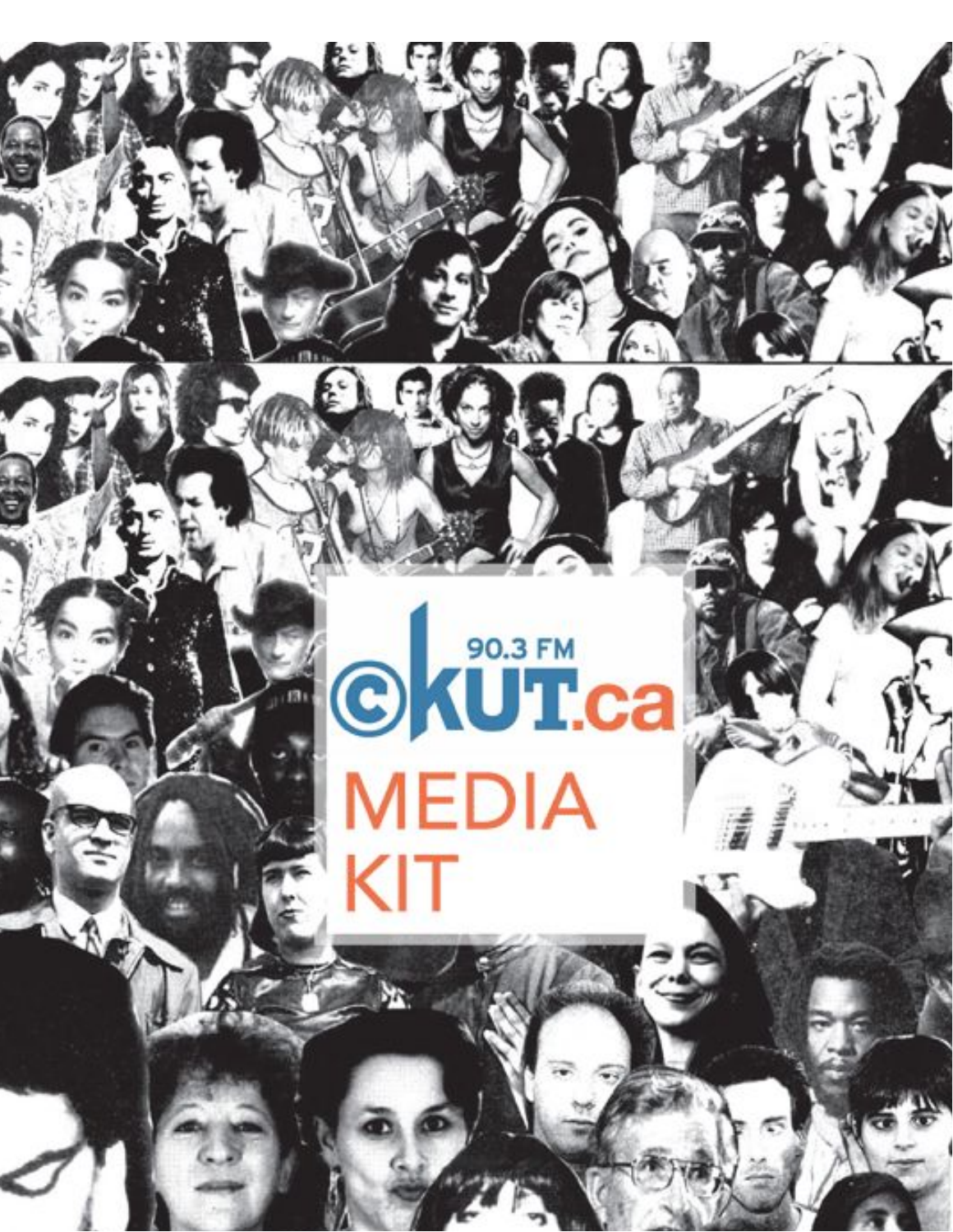90.3 FM

CKUT.ca

# MEDIA KIT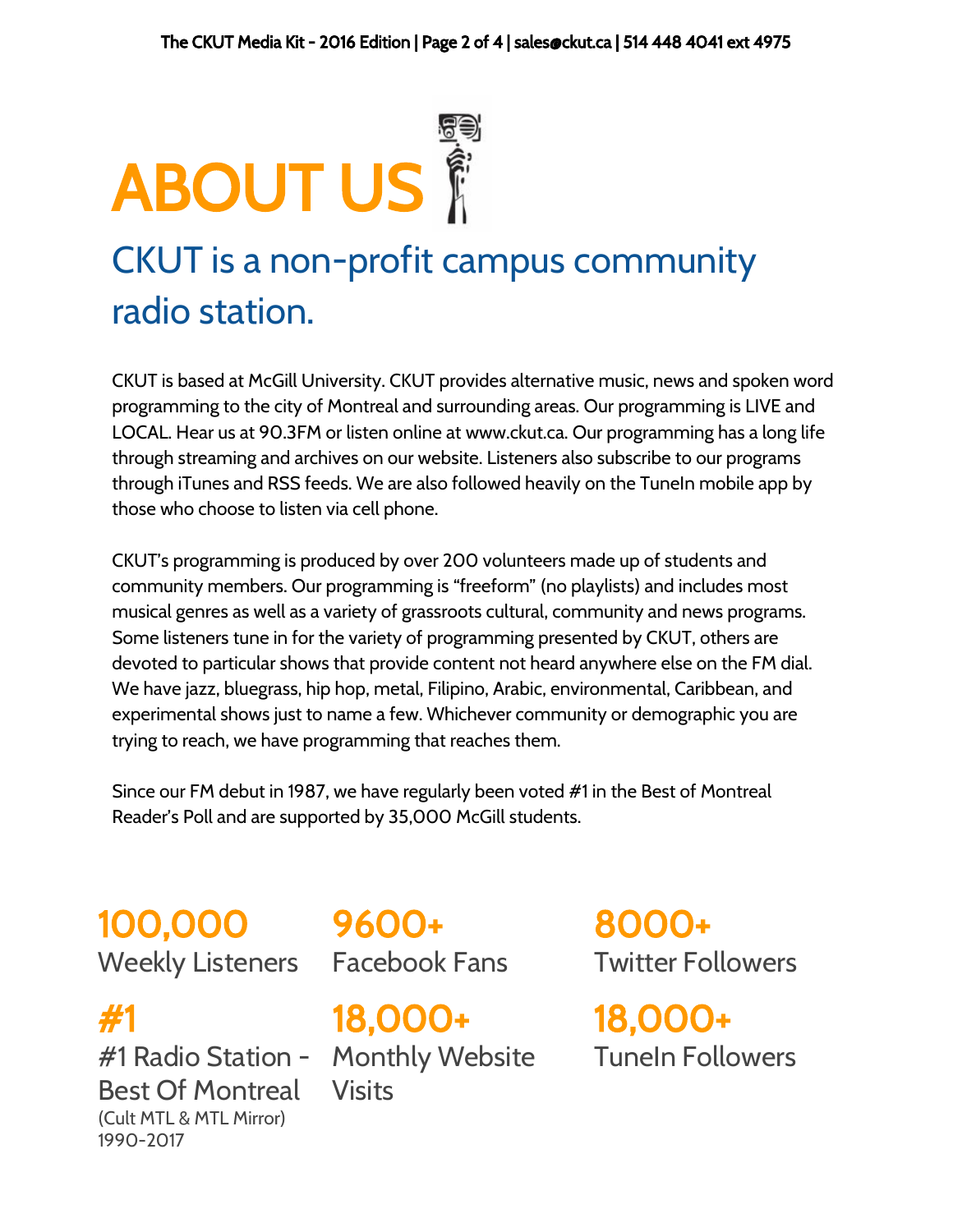# ABOUT US

## CKUT is a non-profit campus community radio station.

CKUT is based at McGill University. CKUT provides alternative music, news and spoken word programming to the city of Montreal and surrounding areas. Our programming is LIVE and LOCAL. Hear us at 90.3FM or listen online at www.ckut.ca. Our programming has a long life through streaming and archives on our website. Listeners also subscribe to our programs through iTunes and RSS feeds. We are also followed heavily on the TuneIn mobile app by those who choose to listen via cell phone.

CKUT's programming is produced by over 200 volunteers made up of students and community members. Our programming is "freeform" (no playlists) and includes most musical genres as well as a variety of grassroots cultural, community and news programs. Some listeners tune in for the variety of programming presented by CKUT, others are devoted to particular shows that provide content not heard anywhere else on the FM dial. We have jazz, bluegrass, hip hop, metal, Filipino, Arabic, environmental, Caribbean, and experimental shows just to name a few. Whichever community or demographic you are trying to reach, we have programming that reaches them.

Since our FM debut in 1987, we have regularly been voted #1 in the Best of Montreal Reader's Poll and are supported by 35,000 McGill students.

**100,000**
Weekly Listeners

**9600+**
Facebook Fans

**8000+**
Twitter Followers

**#1**
#1 Radio Station - Best Of Montreal
(Cult MTL & MTL Mirror) 1990-2017

**18,000+**
Monthly Website Visits

**18,000+**
TuneIn Followers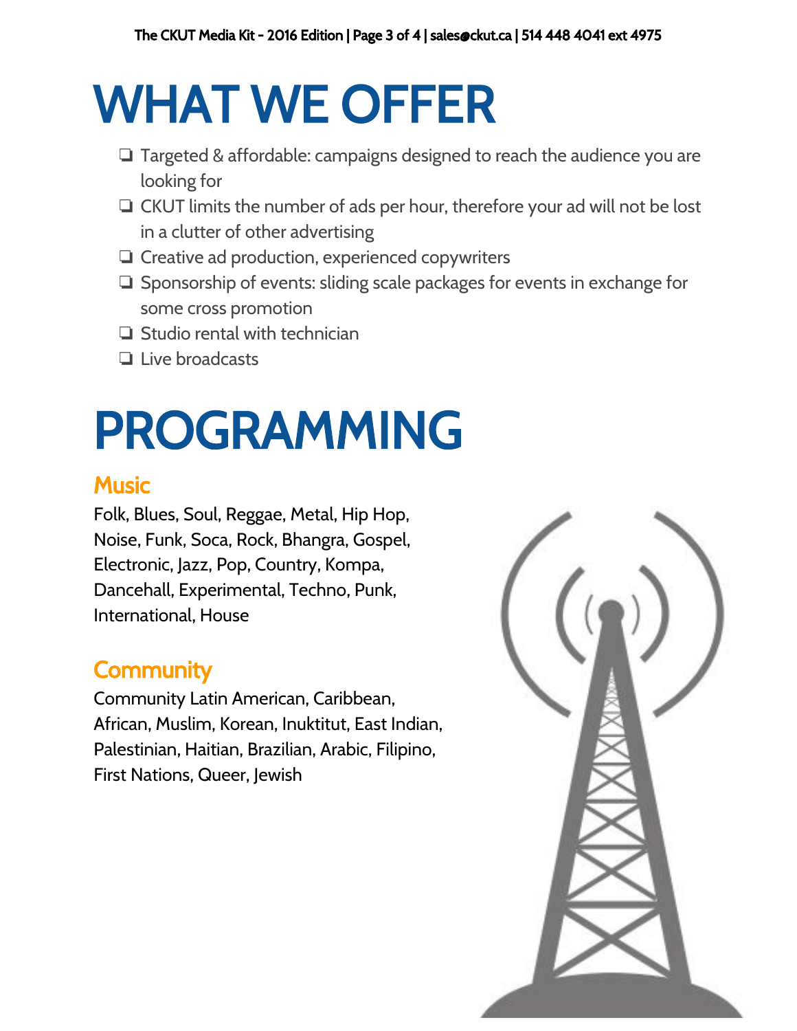# WHAT WE OFFER

- Targeted & affordable: campaigns designed to reach the audience you are looking for
- CKUT limits the number of ads per hour, therefore your ad will not be lost in a clutter of other advertising
- Creative ad production, experienced copywriters
- Sponsorship of events: sliding scale packages for events in exchange for some cross promotion
- Studio rental with technician
- Live broadcasts

# PROGRAMMING

## Music

Folk, Blues, Soul, Reggae, Metal, Hip Hop, Noise, Funk, Soca, Rock, Bhangra, Gospel, Electronic, Jazz, Pop, Country, Kompa, Dancehall, Experimental, Techno, Punk, International, House

## Community

Community Latin American, Caribbean, African, Muslim, Korean, Inuktitut, East Indian, Palestinian, Haitian, Brazilian, Arabic, Filipino, First Nations, Queer, Jewish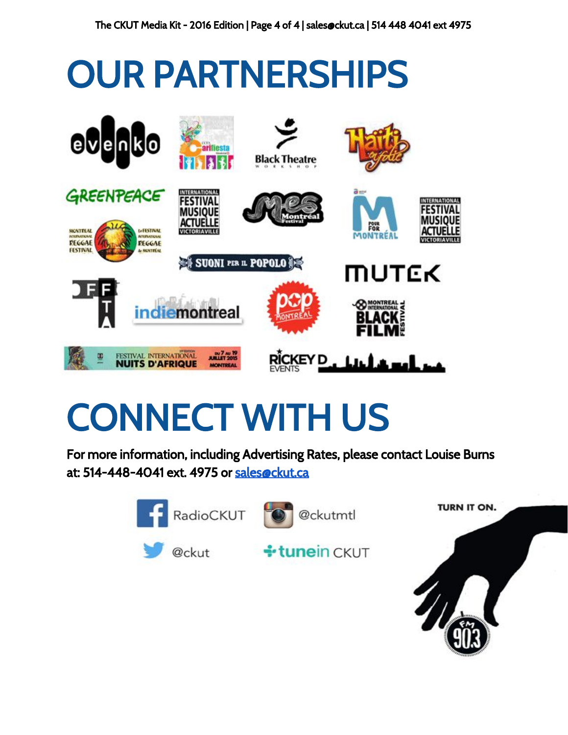# OUR PARTNERSHIPS

# CONNECT WITH US

**For more information, including Advertising Rates, please contact Louise Burns at: 514-448-4041 ext. 4975 or sales@ckut.ca**

RadioCKUT

@ckutmtl

@ckut

tunein CKUT

TURN IT ON.

FM 90.3